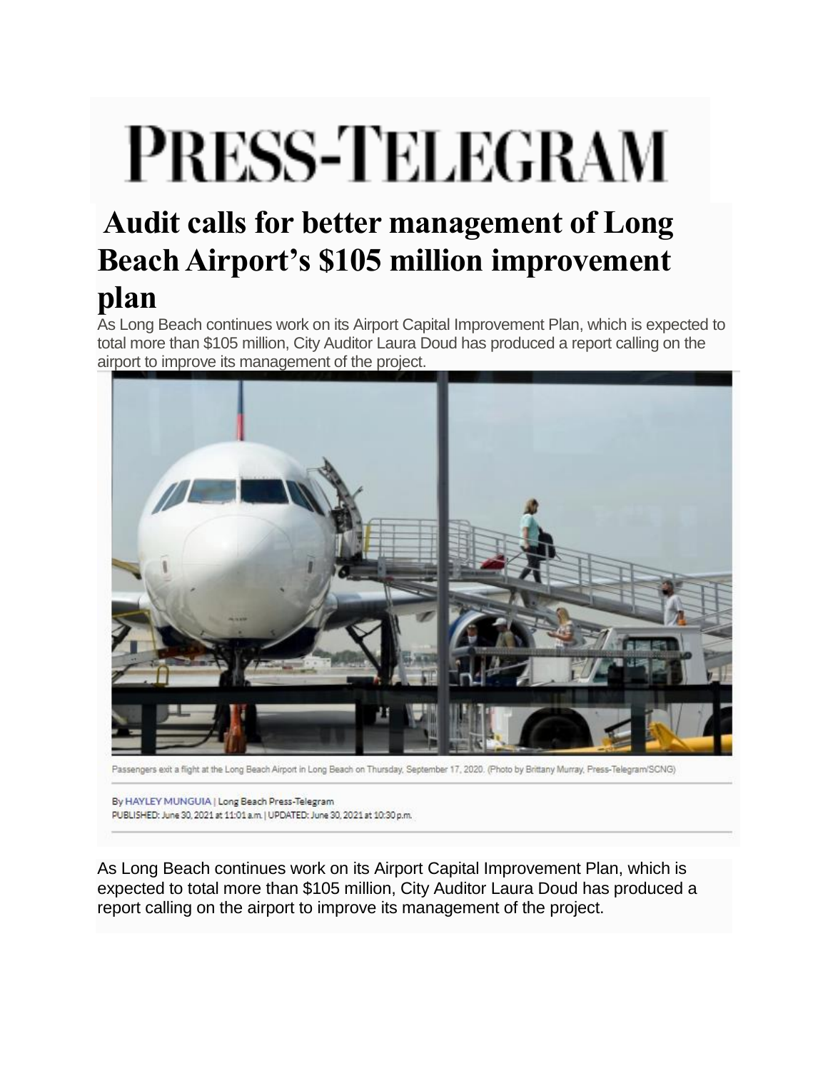# PRESS-TELEGRAM

## Audit calls for better management of Long Beach Airport's $105 million improvement plan

As Long Beach continues work on its Airport Capital Improvement Plan, which is expected to total more than $105 million, City Auditor Laura Doud has produced a report calling on the airport to improve its management of the project.

Passengers exit a flight at the Long Beach Airport in Long Beach on Thursday, September 17, 2020. (Photo by Brittany Murray, Press-Telegram/SCNG)

By HAYLEY MUNGUIA | Long Beach Press-Telegram
PUBLISHED: June 30, 2021 at 11:01 a.m. | UPDATED: June 30, 2021 at 10:30 p.m.

As Long Beach continues work on its Airport Capital Improvement Plan, which is expected to total more than $105 million, City Auditor Laura Doud has produced a report calling on the airport to improve its management of the project.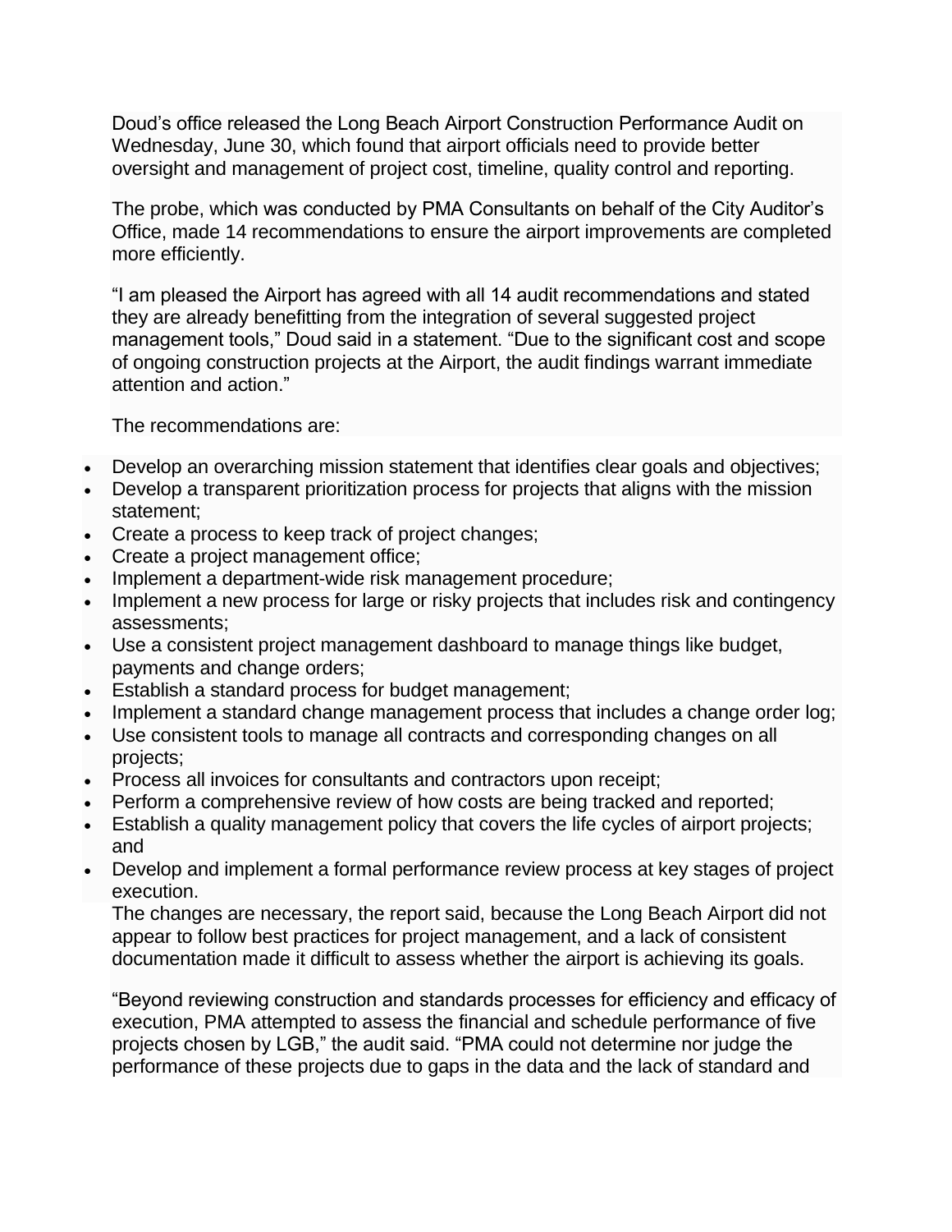Doud's office released the Long Beach Airport Construction Performance Audit on Wednesday, June 30, which found that airport officials need to provide better oversight and management of project cost, timeline, quality control and reporting.

The probe, which was conducted by PMA Consultants on behalf of the City Auditor's Office, made 14 recommendations to ensure the airport improvements are completed more efficiently.

"I am pleased the Airport has agreed with all 14 audit recommendations and stated they are already benefitting from the integration of several suggested project management tools," Doud said in a statement. "Due to the significant cost and scope of ongoing construction projects at the Airport, the audit findings warrant immediate attention and action."

The recommendations are:

- Develop an overarching mission statement that identifies clear goals and objectives;
- Develop a transparent prioritization process for projects that aligns with the mission statement;
- Create a process to keep track of project changes;
- Create a project management office;
- Implement a department-wide risk management procedure;
- Implement a new process for large or risky projects that includes risk and contingency assessments;
- Use a consistent project management dashboard to manage things like budget, payments and change orders;
- Establish a standard process for budget management;
- Implement a standard change management process that includes a change order log;
- Use consistent tools to manage all contracts and corresponding changes on all projects;
- Process all invoices for consultants and contractors upon receipt;
- Perform a comprehensive review of how costs are being tracked and reported;
- Establish a quality management policy that covers the life cycles of airport projects; and
- Develop and implement a formal performance review process at key stages of project execution.

The changes are necessary, the report said, because the Long Beach Airport did not appear to follow best practices for project management, and a lack of consistent documentation made it difficult to assess whether the airport is achieving its goals.

"Beyond reviewing construction and standards processes for efficiency and efficacy of execution, PMA attempted to assess the financial and schedule performance of five projects chosen by LGB," the audit said. "PMA could not determine nor judge the performance of these projects due to gaps in the data and the lack of standard and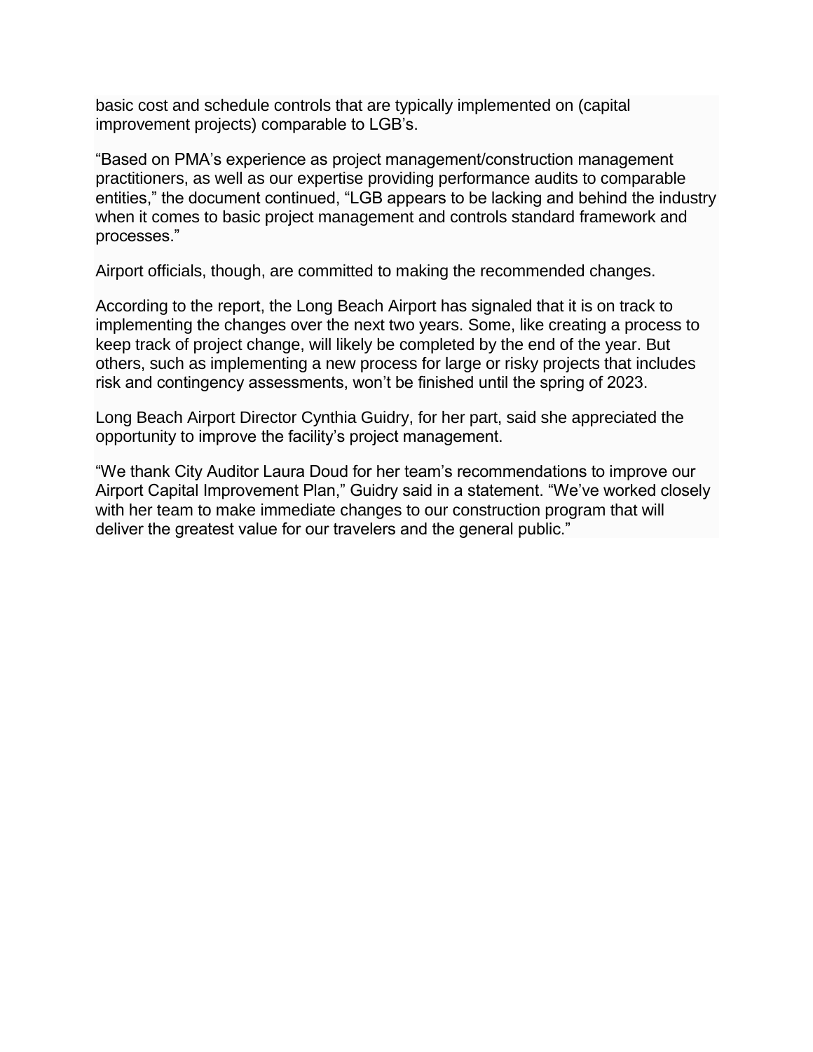basic cost and schedule controls that are typically implemented on (capital improvement projects) comparable to LGB's.

"Based on PMA's experience as project management/construction management practitioners, as well as our expertise providing performance audits to comparable entities," the document continued, "LGB appears to be lacking and behind the industry when it comes to basic project management and controls standard framework and processes."

Airport officials, though, are committed to making the recommended changes.

According to the report, the Long Beach Airport has signaled that it is on track to implementing the changes over the next two years. Some, like creating a process to keep track of project change, will likely be completed by the end of the year. But others, such as implementing a new process for large or risky projects that includes risk and contingency assessments, won't be finished until the spring of 2023.

Long Beach Airport Director Cynthia Guidry, for her part, said she appreciated the opportunity to improve the facility's project management.

"We thank City Auditor Laura Doud for her team's recommendations to improve our Airport Capital Improvement Plan," Guidry said in a statement. "We've worked closely with her team to make immediate changes to our construction program that will deliver the greatest value for our travelers and the general public."